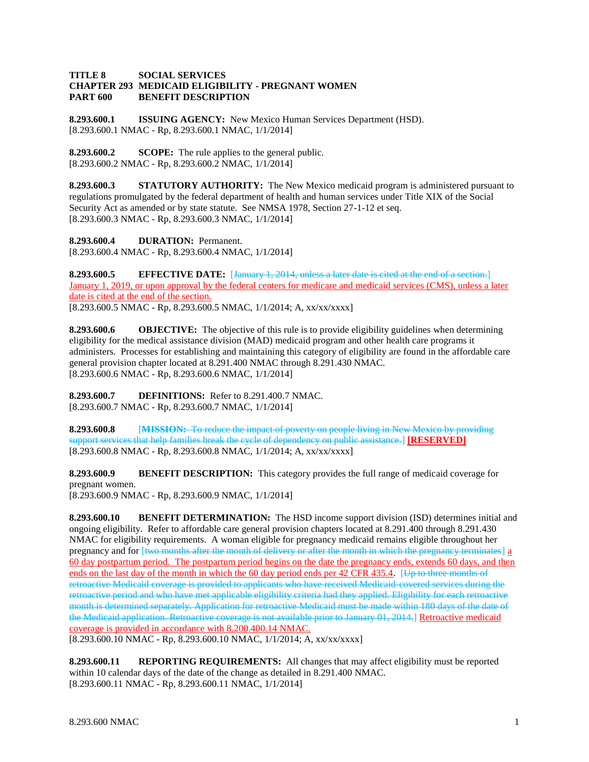**TITLE 8 SOCIAL SERVICES**
**CHAPTER 293 MEDICAID ELIGIBILITY - PREGNANT WOMEN**
**PART 600 BENEFIT DESCRIPTION**

**8.293.600.1 ISSUING AGENCY:** New Mexico Human Services Department (HSD).
[8.293.600.1 NMAC - Rp, 8.293.600.1 NMAC, 1/1/2014]

**8.293.600.2 SCOPE:** The rule applies to the general public.
[8.293.600.2 NMAC - Rp, 8.293.600.2 NMAC, 1/1/2014]

**8.293.600.3 STATUTORY AUTHORITY:** The New Mexico medicaid program is administered pursuant to regulations promulgated by the federal department of health and human services under Title XIX of the Social Security Act as amended or by state statute. See NMSA 1978, Section 27-1-12 et seq.
[8.293.600.3 NMAC - Rp, 8.293.600.3 NMAC, 1/1/2014]

**8.293.600.4 DURATION:** Permanent.
[8.293.600.4 NMAC - Rp, 8.293.600.4 NMAC, 1/1/2014]

**8.293.600.5 EFFECTIVE DATE:** [~~January 1, 2014, unless a later date is cited at the end of a section.~~] <u>January 1, 2019, or upon approval by the federal centers for medicare and medicaid services (CMS), unless a later date is cited at the end of the section.</u>
[8.293.600.5 NMAC - Rp, 8.293.600.5 NMAC, 1/1/2014; A, xx/xx/xxxx]

**8.293.600.6 OBJECTIVE:** The objective of this rule is to provide eligibility guidelines when determining eligibility for the medical assistance division (MAD) medicaid program and other health care programs it administers. Processes for establishing and maintaining this category of eligibility are found in the affordable care general provision chapter located at 8.291.400 NMAC through 8.291.430 NMAC.
[8.293.600.6 NMAC - Rp, 8.293.600.6 NMAC, 1/1/2014]

**8.293.600.7 DEFINITIONS:** Refer to 8.291.400.7 NMAC.
[8.293.600.7 NMAC - Rp, 8.293.600.7 NMAC, 1/1/2014]

**8.293.600.8** [~~**MISSION:** To reduce the impact of poverty on people living in New Mexico by providing support services that help families break the cycle of dependency on public assistance.~~] **<u>[RESERVED]</u>**
[8.293.600.8 NMAC - Rp, 8.293.600.8 NMAC, 1/1/2014; A, xx/xx/xxxx]

**8.293.600.9 BENEFIT DESCRIPTION:** This category provides the full range of medicaid coverage for pregnant women.
[8.293.600.9 NMAC - Rp, 8.293.600.9 NMAC, 1/1/2014]

**8.293.600.10 BENEFIT DETERMINATION:** The HSD income support division (ISD) determines initial and ongoing eligibility. Refer to affordable care general provision chapters located at 8.291.400 through 8.291.430 NMAC for eligibility requirements. A woman eligible for pregnancy medicaid remains eligible throughout her pregnancy and for [~~two months after the month of delivery or after the month in which the pregnancy terminates~~] <u>a 60 day postpartum period. The postpartum period begins on the date the pregnancy ends, extends 60 days, and then ends on the last day of the month in which the 60 day period ends per 42 CFR 435.4</u>. [~~Up to three months of retroactive Medicaid coverage is provided to applicants who have received Medicaid-covered services during the retroactive period and who have met applicable eligibility criteria had they applied. Eligibility for each retroactive month is determined separately. Application for retroactive Medicaid must be made within 180 days of the date of the Medicaid application. Retroactive coverage is not available prior to January 01, 2014.~~] <u>Retroactive medicaid coverage is provided in accordance with 8.200.400.14 NMAC.</u>
[8.293.600.10 NMAC - Rp, 8.293.600.10 NMAC, 1/1/2014; A, xx/xx/xxxx]

**8.293.600.11 REPORTING REQUIREMENTS:** All changes that may affect eligibility must be reported within 10 calendar days of the date of the change as detailed in 8.291.400 NMAC.
[8.293.600.11 NMAC - Rp, 8.293.600.11 NMAC, 1/1/2014]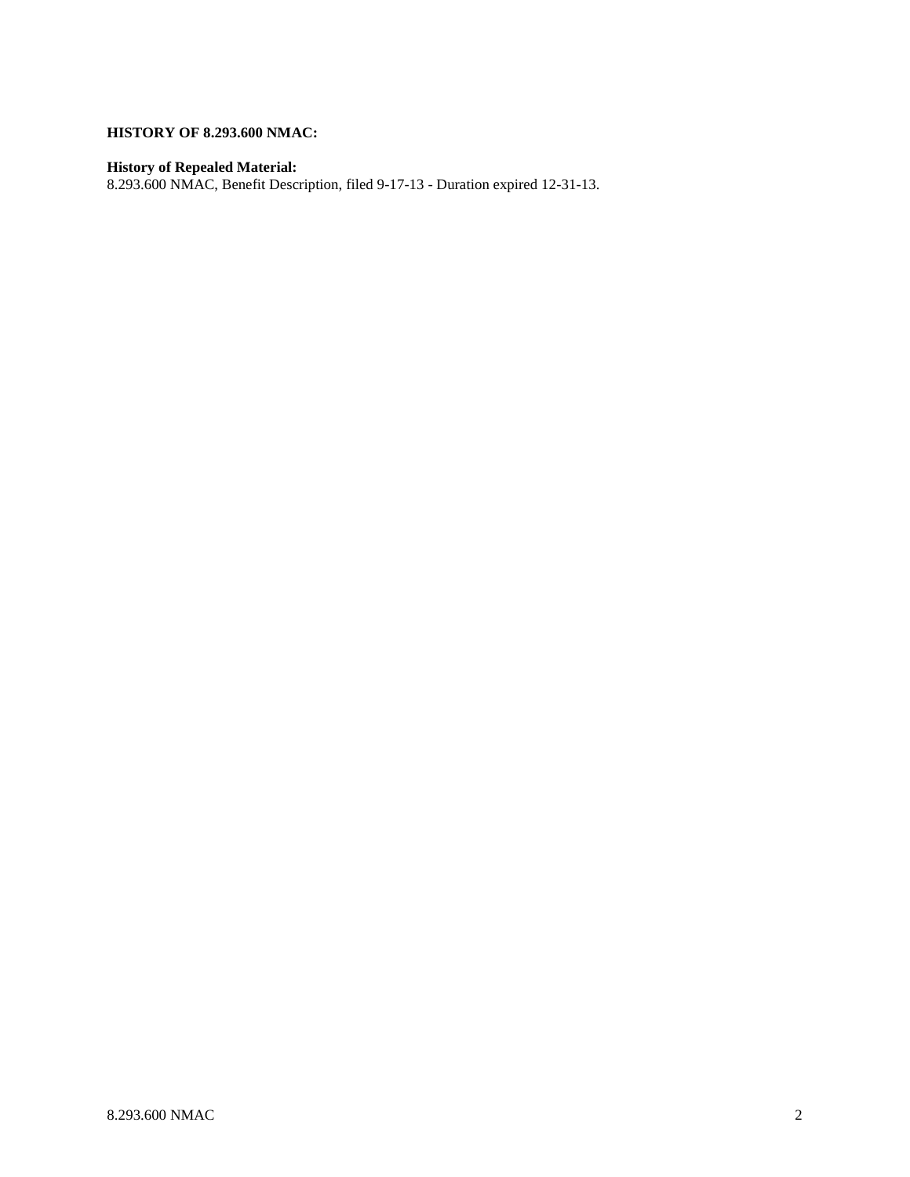**HISTORY OF 8.293.600 NMAC:**

**History of Repealed Material:**
8.293.600 NMAC, Benefit Description, filed 9-17-13 - Duration expired 12-31-13.